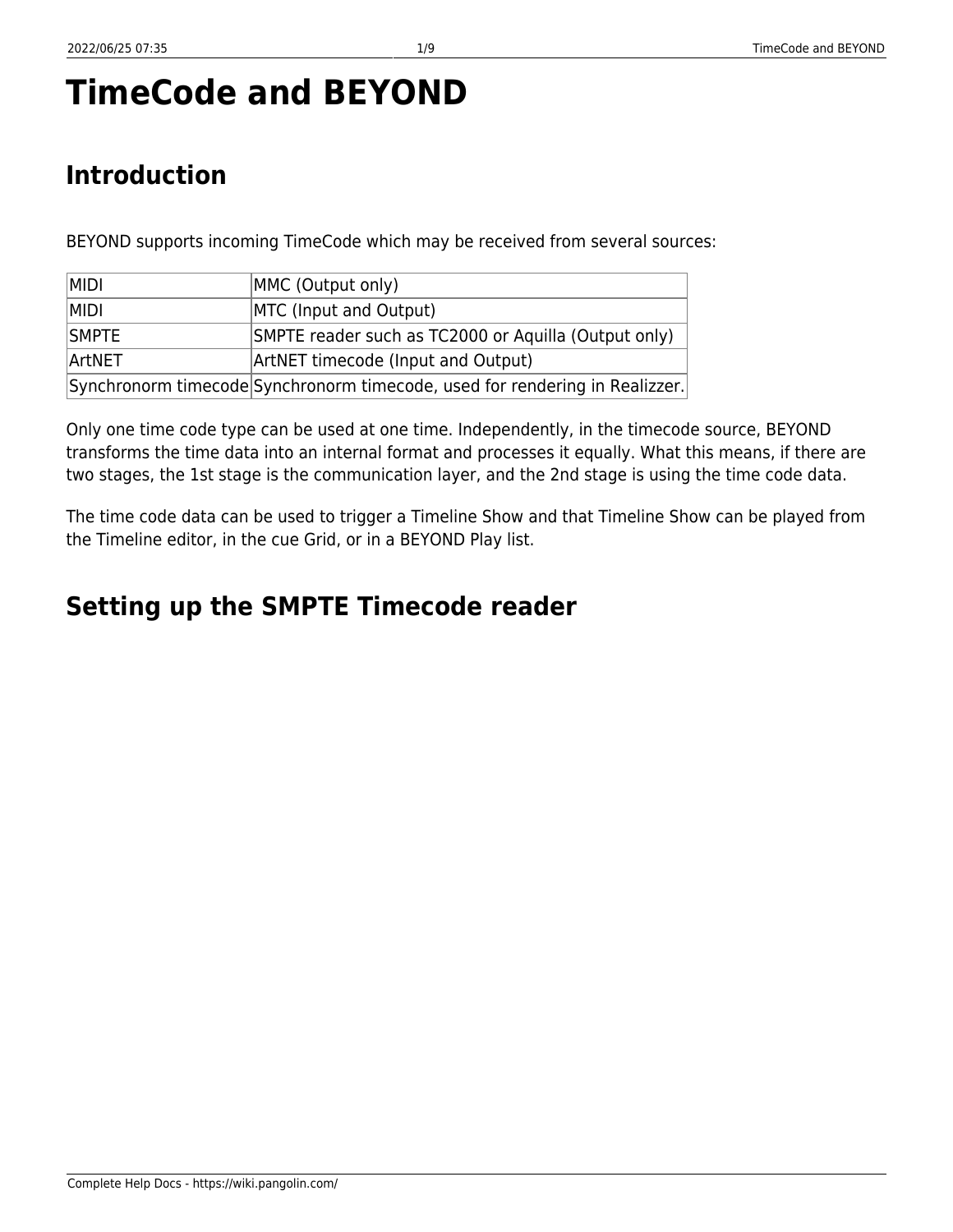# TimeCode and BEYOND

## Introduction

BEYOND supports incoming TimeCode which may be received from several sources:

| | |
|---|---|
| MIDI | MMC (Output only) |
| MIDI | MTC (Input and Output) |
| SMPTE | SMPTE reader such as TC2000 or Aquilla (Output only) |
| ArtNET | ArtNET timecode (Input and Output) |
| Synchronorm timecode | Synchronorm timecode, used for rendering in Realizzer. |

Only one time code type can be used at one time. Independently, in the timecode source, BEYOND transforms the time data into an internal format and processes it equally. What this means, if there are two stages, the 1st stage is the communication layer, and the 2nd stage is using the time code data.

The time code data can be used to trigger a Timeline Show and that Timeline Show can be played from the Timeline editor, in the cue Grid, or in a BEYOND Play list.

## Setting up the SMPTE Timecode reader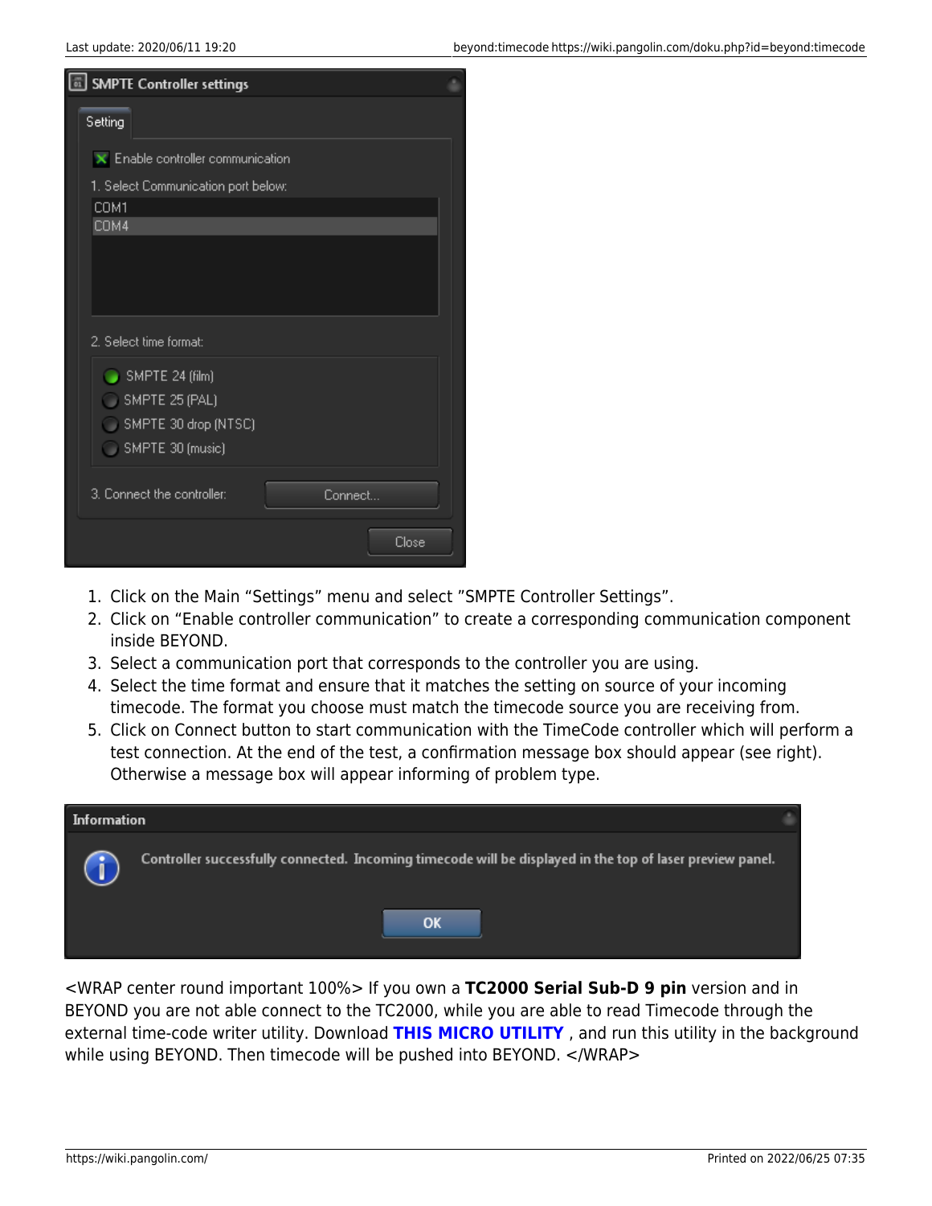1. Click on the Main “Settings” menu and select ”SMPTE Controller Settings”.
2. Click on “Enable controller communication” to create a corresponding communication component inside BEYOND.
3. Select a communication port that corresponds to the controller you are using.
4. Select the time format and ensure that it matches the setting on source of your incoming timecode. The format you choose must match the timecode source you are receiving from.
5. Click on Connect button to start communication with the TimeCode controller which will perform a test connection. At the end of the test, a confirmation message box should appear (see right). Otherwise a message box will appear informing of problem type.

<WRAP center round important 100%> If you own a **TC2000 Serial Sub-D 9 pin** version and in BEYOND you are not able connect to the TC2000, while you are able to read Timecode through the external time-code writer utility. Download **THIS MICRO UTILITY** , and run this utility in the background while using BEYOND. Then timecode will be pushed into BEYOND. </WRAP>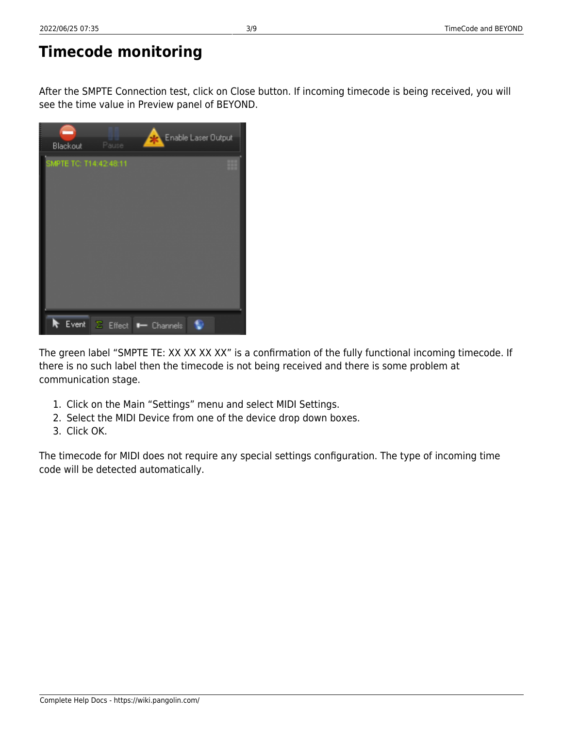# Timecode monitoring

After the SMPTE Connection test, click on Close button. If incoming timecode is being received, you will see the time value in Preview panel of BEYOND.

The green label "SMPTE TE: XX XX XX XX" is a confirmation of the fully functional incoming timecode. If there is no such label then the timecode is not being received and there is some problem at communication stage.

1. Click on the Main "Settings" menu and select MIDI Settings.
2. Select the MIDI Device from one of the device drop down boxes.
3. Click OK.

The timecode for MIDI does not require any special settings configuration. The type of incoming time code will be detected automatically.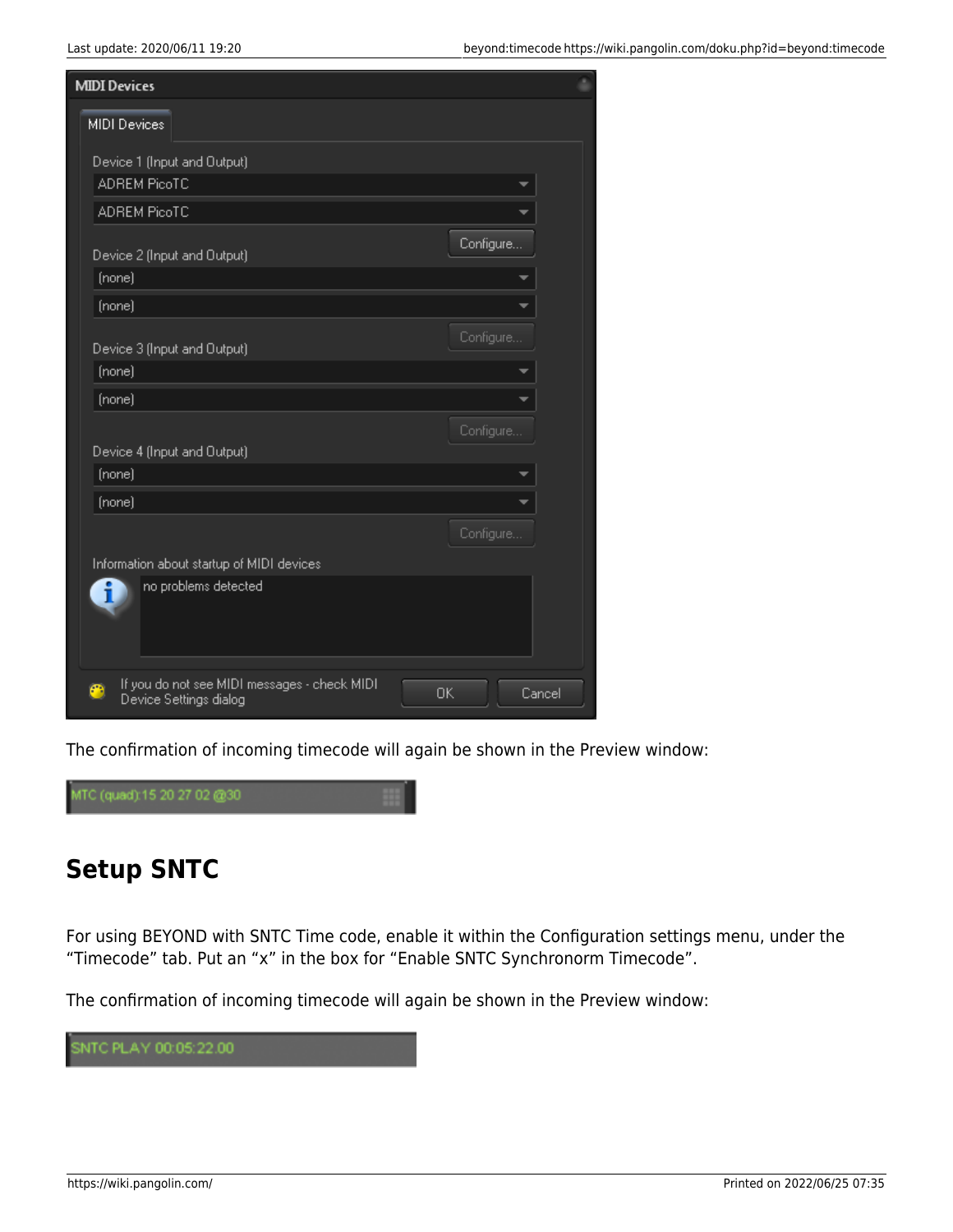The confirmation of incoming timecode will again be shown in the Preview window:

## Setup SNTC

For using BEYOND with SNTC Time code, enable it within the Configuration settings menu, under the "Timecode" tab. Put an "x" in the box for "Enable SNTC Synchronorm Timecode".

The confirmation of incoming timecode will again be shown in the Preview window: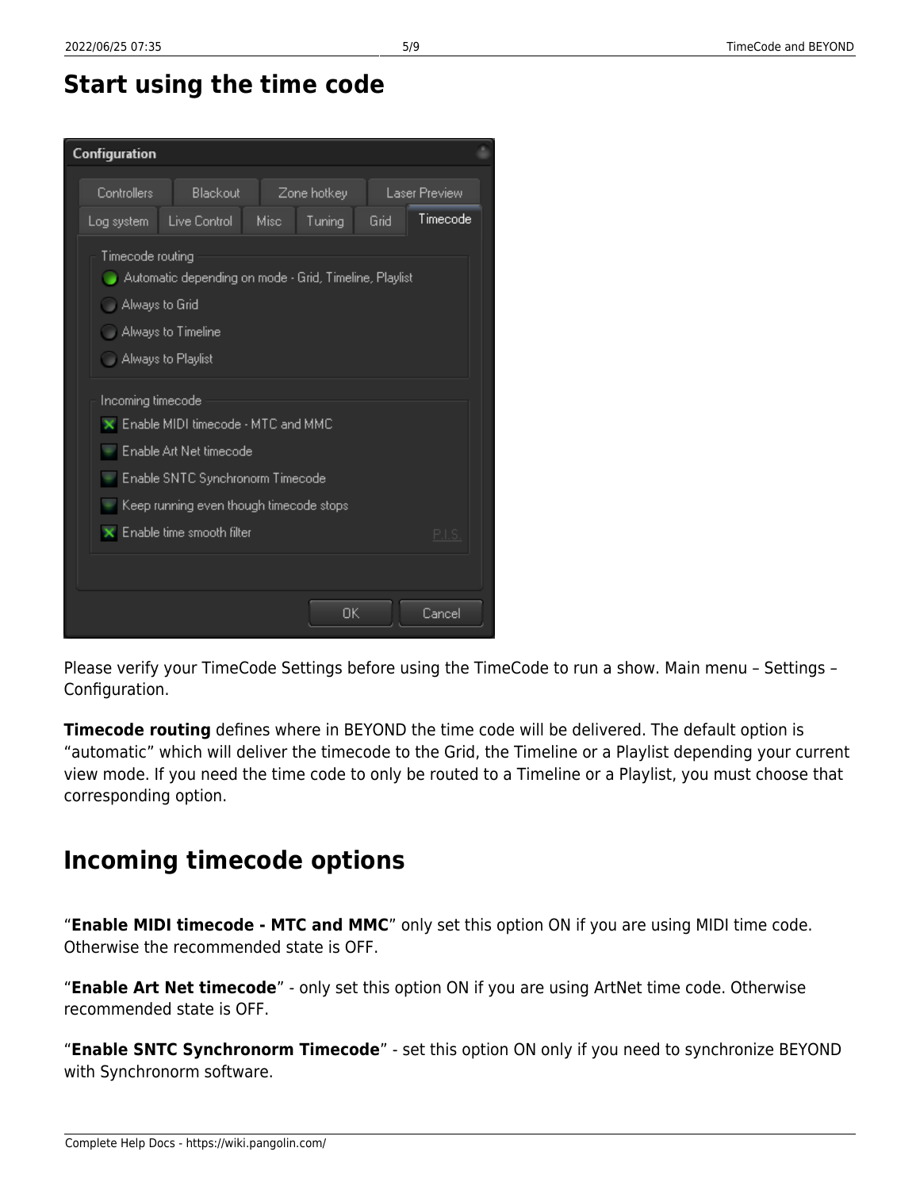## Start using the time code

Please verify your TimeCode Settings before using the TimeCode to run a show. Main menu – Settings – Configuration.

**Timecode routing** defines where in BEYOND the time code will be delivered. The default option is “automatic” which will deliver the timecode to the Grid, the Timeline or a Playlist depending your current view mode. If you need the time code to only be routed to a Timeline or a Playlist, you must choose that corresponding option.

## Incoming timecode options

“**Enable MIDI timecode - MTC and MMC**” only set this option ON if you are using MIDI time code. Otherwise the recommended state is OFF.

“**Enable Art Net timecode**” - only set this option ON if you are using ArtNet time code. Otherwise recommended state is OFF.

“**Enable SNTC Synchronorm Timecode**” - set this option ON only if you need to synchronize BEYOND with Synchronorm software.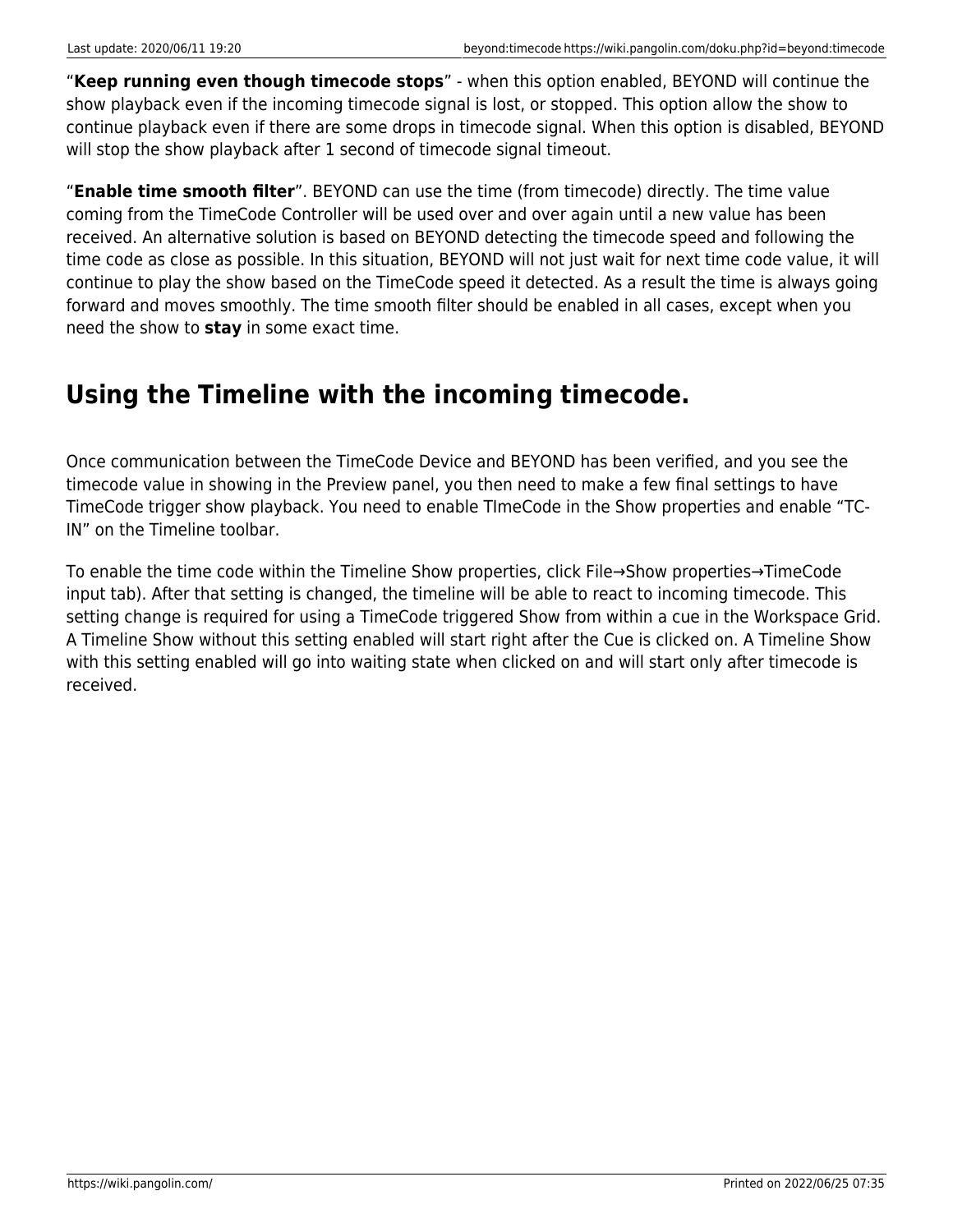"**Keep running even though timecode stops**" - when this option enabled, BEYOND will continue the show playback even if the incoming timecode signal is lost, or stopped. This option allow the show to continue playback even if there are some drops in timecode signal. When this option is disabled, BEYOND will stop the show playback after 1 second of timecode signal timeout.

"**Enable time smooth filter**". BEYOND can use the time (from timecode) directly. The time value coming from the TimeCode Controller will be used over and over again until a new value has been received. An alternative solution is based on BEYOND detecting the timecode speed and following the time code as close as possible. In this situation, BEYOND will not just wait for next time code value, it will continue to play the show based on the TimeCode speed it detected. As a result the time is always going forward and moves smoothly. The time smooth filter should be enabled in all cases, except when you need the show to **stay** in some exact time.

## Using the Timeline with the incoming timecode.

Once communication between the TimeCode Device and BEYOND has been verified, and you see the timecode value in showing in the Preview panel, you then need to make a few final settings to have TimeCode trigger show playback. You need to enable TImeCode in the Show properties and enable "TC-IN" on the Timeline toolbar.

To enable the time code within the Timeline Show properties, click File→Show properties→TimeCode input tab). After that setting is changed, the timeline will be able to react to incoming timecode. This setting change is required for using a TimeCode triggered Show from within a cue in the Workspace Grid. A Timeline Show without this setting enabled will start right after the Cue is clicked on. A Timeline Show with this setting enabled will go into waiting state when clicked on and will start only after timecode is received.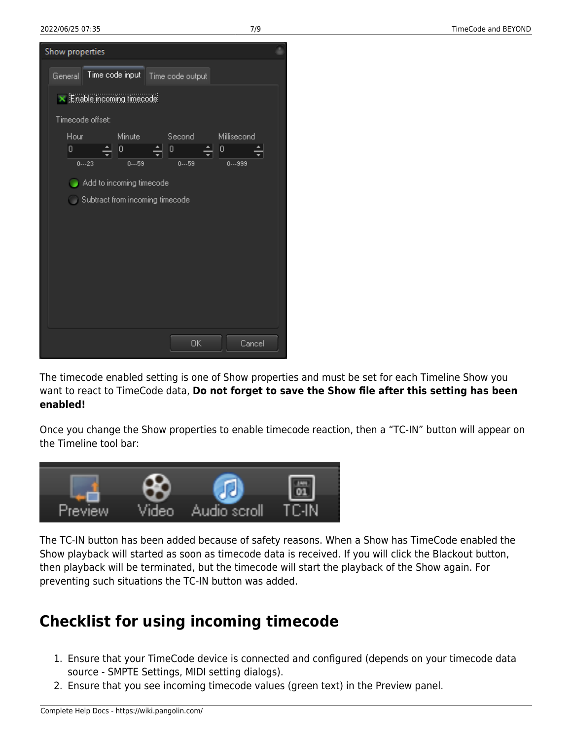The timecode enabled setting is one of Show properties and must be set for each Timeline Show you want to react to TimeCode data, **Do not forget to save the Show file after this setting has been enabled!**

Once you change the Show properties to enable timecode reaction, then a “TC-IN” button will appear on the Timeline tool bar:

The TC-IN button has been added because of safety reasons. When a Show has TimeCode enabled the Show playback will started as soon as timecode data is received. If you will click the Blackout button, then playback will be terminated, but the timecode will start the playback of the Show again. For preventing such situations the TC-IN button was added.

## Checklist for using incoming timecode

1. Ensure that your TimeCode device is connected and configured (depends on your timecode data source - SMPTE Settings, MIDI setting dialogs).
2. Ensure that you see incoming timecode values (green text) in the Preview panel.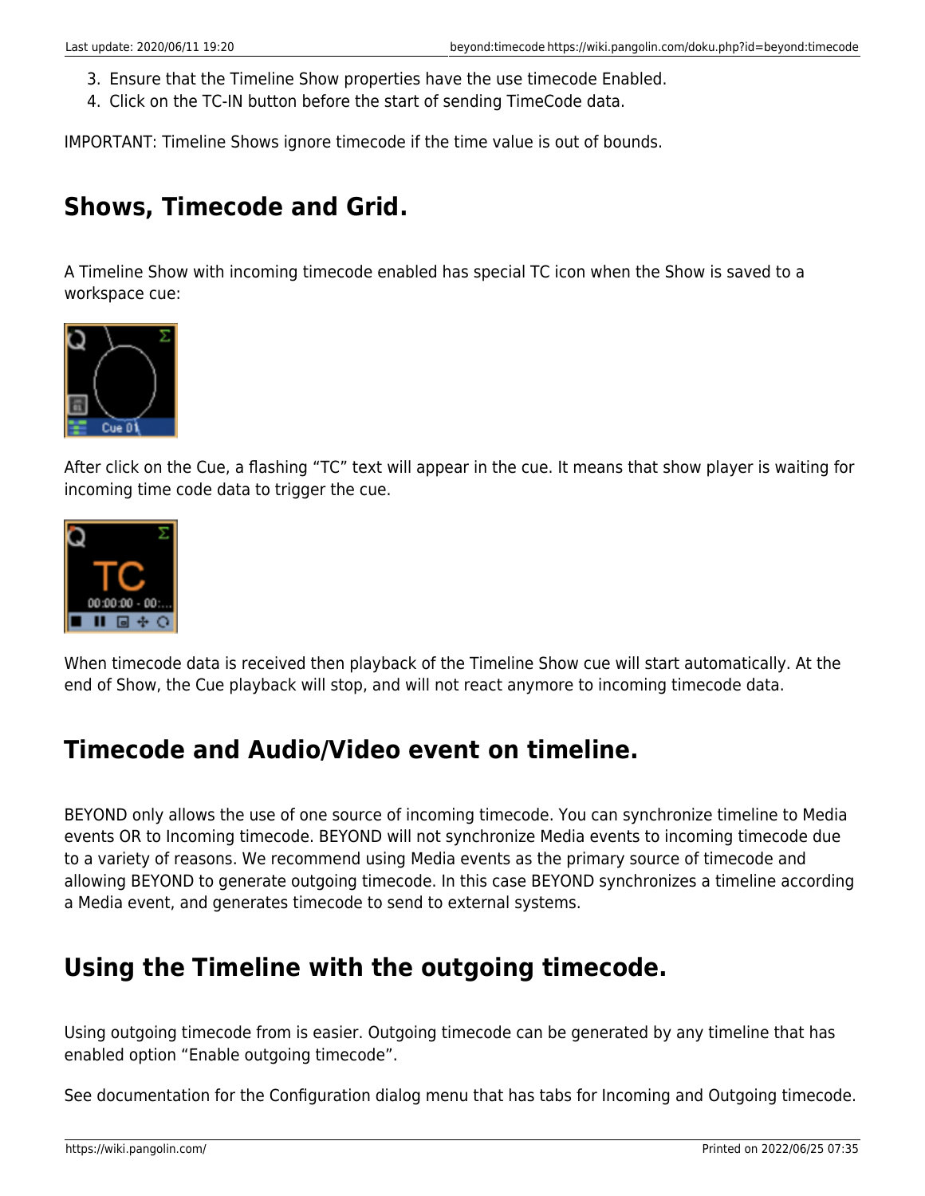3. Ensure that the Timeline Show properties have the use timecode Enabled.
4. Click on the TC-IN button before the start of sending TimeCode data.

IMPORTANT: Timeline Shows ignore timecode if the time value is out of bounds.

## Shows, Timecode and Grid.

A Timeline Show with incoming timecode enabled has special TC icon when the Show is saved to a workspace cue:

After click on the Cue, a flashing “TC” text will appear in the cue. It means that show player is waiting for incoming time code data to trigger the cue.

When timecode data is received then playback of the Timeline Show cue will start automatically. At the end of Show, the Cue playback will stop, and will not react anymore to incoming timecode data.

## Timecode and Audio/Video event on timeline.

BEYOND only allows the use of one source of incoming timecode. You can synchronize timeline to Media events OR to Incoming timecode. BEYOND will not synchronize Media events to incoming timecode due to a variety of reasons. We recommend using Media events as the primary source of timecode and allowing BEYOND to generate outgoing timecode. In this case BEYOND synchronizes a timeline according a Media event, and generates timecode to send to external systems.

## Using the Timeline with the outgoing timecode.

Using outgoing timecode from is easier. Outgoing timecode can be generated by any timeline that has enabled option “Enable outgoing timecode”.

See documentation for the Configuration dialog menu that has tabs for Incoming and Outgoing timecode.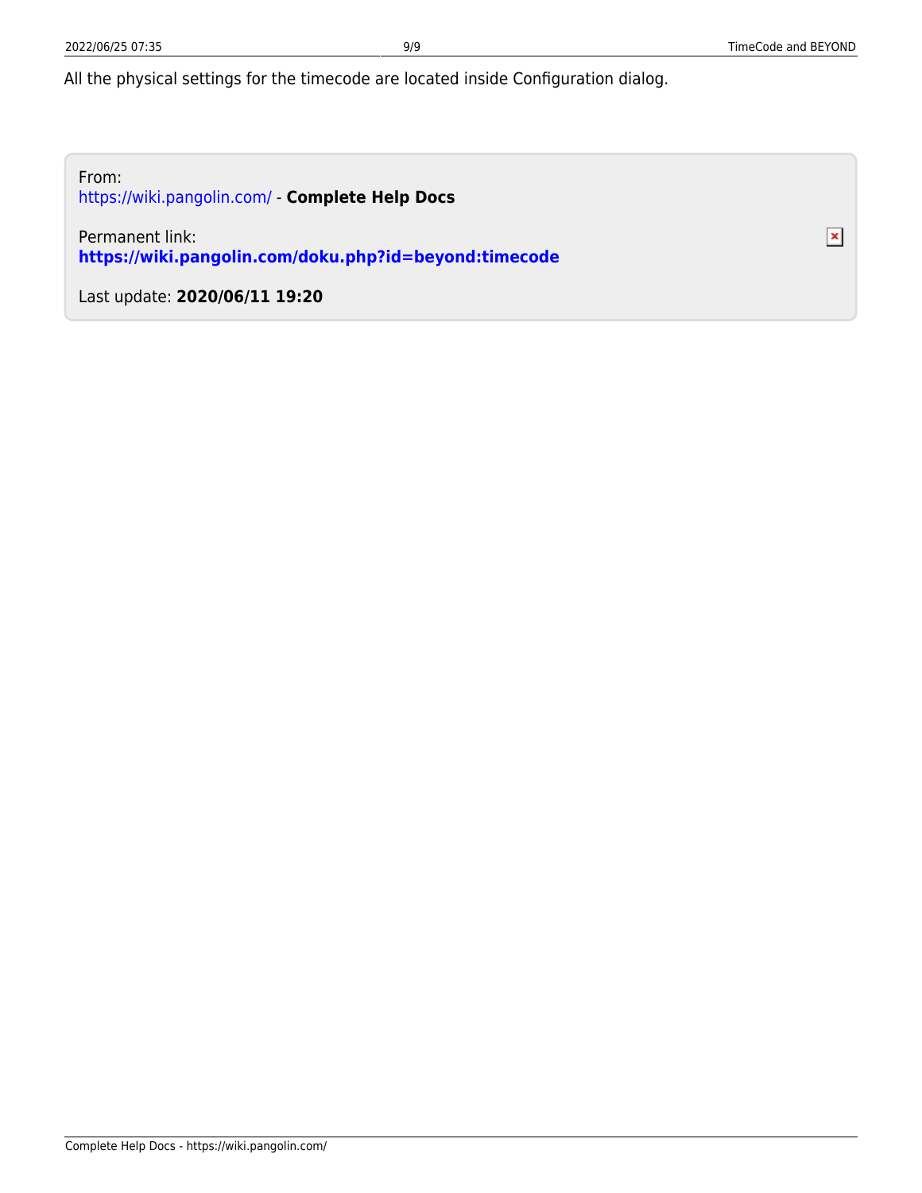All the physical settings for the timecode are located inside Configuration dialog.

From:
https://wiki.pangolin.com/ - **Complete Help Docs**

Permanent link:
**https://wiki.pangolin.com/doku.php?id=beyond:timecode**

Last update: **2020/06/11 19:20**